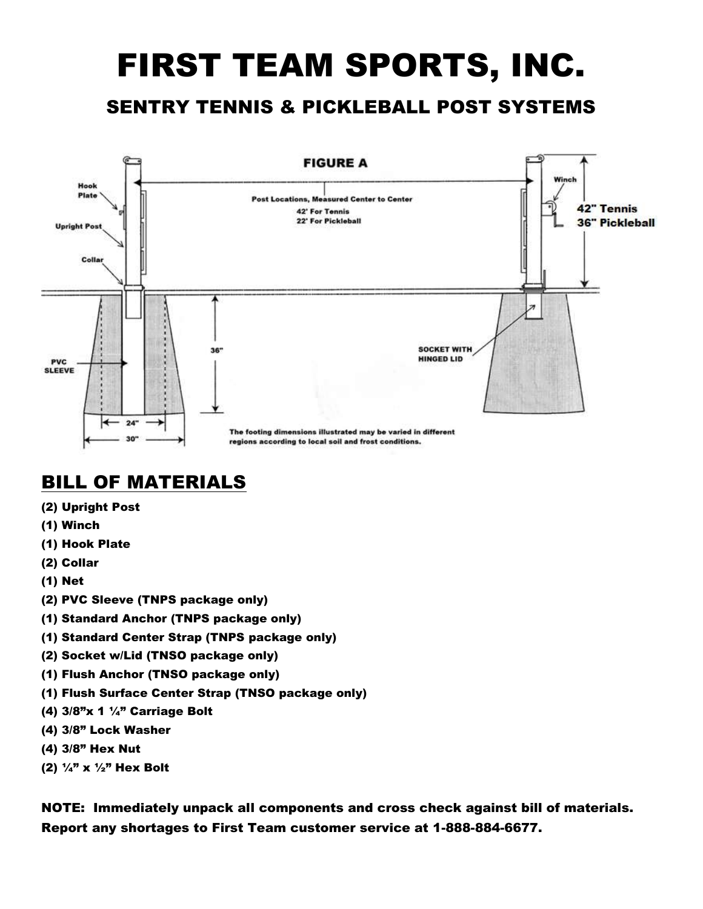# FIRST TEAM SPORTS, INC.

## SENTRY TENNIS & PICKLEBALL POST SYSTEMS

**FIGURE A**

Hook Plate

Upright Post

Collar

Post Locations, Measured Center to Center
42' For Tennis
22' For Pickleball

Winch

42" Tennis
36" Pickleball

36"

PVC SLEEVE

SOCKET WITH HINGED LID

24"

30"

The footing dimensions illustrated may be varied in different regions according to local soil and frost conditions.

## BILL OF MATERIALS

(2) Upright Post
(1) Winch
(1) Hook Plate
(2) Collar
(1) Net
(2) PVC Sleeve (TNPS package only)
(1) Standard Anchor (TNPS package only)
(1) Standard Center Strap (TNPS package only)
(2) Socket w/Lid (TNSO package only)
(1) Flush Anchor (TNSO package only)
(1) Flush Surface Center Strap (TNSO package only)
(4) 3/8”x 1 ¼” Carriage Bolt
(4) 3/8” Lock Washer
(4) 3/8” Hex Nut
(2) ¼” x ½” Hex Bolt

**NOTE: Immediately unpack all components and cross check against bill of materials. Report any shortages to First Team customer service at 1-888-884-6677.**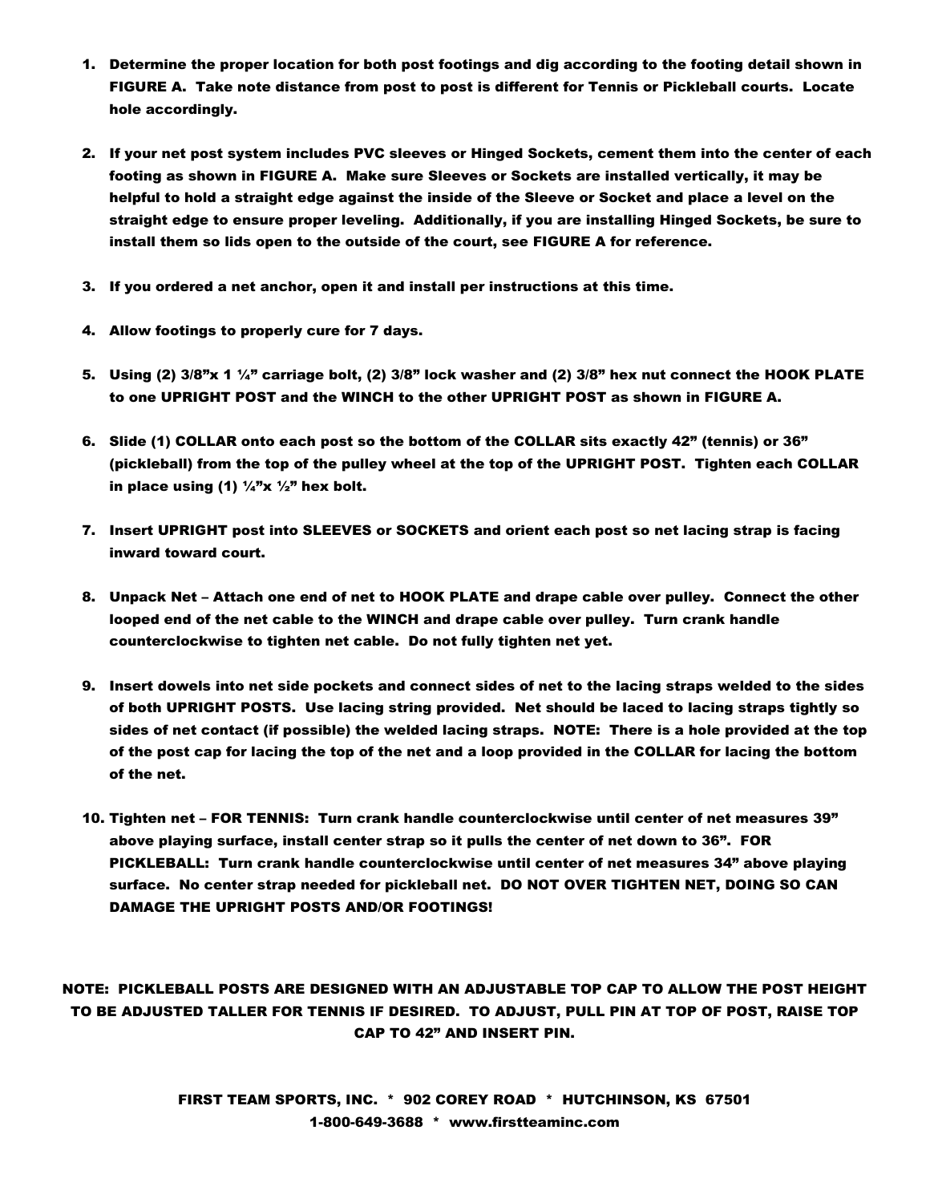1. Determine the proper location for both post footings and dig according to the footing detail shown in FIGURE A. Take note distance from post to post is different for Tennis or Pickleball courts. Locate hole accordingly.

2. If your net post system includes PVC sleeves or Hinged Sockets, cement them into the center of each footing as shown in FIGURE A. Make sure Sleeves or Sockets are installed vertically, it may be helpful to hold a straight edge against the inside of the Sleeve or Socket and place a level on the straight edge to ensure proper leveling. Additionally, if you are installing Hinged Sockets, be sure to install them so lids open to the outside of the court, see FIGURE A for reference.

3. If you ordered a net anchor, open it and install per instructions at this time.

4. Allow footings to properly cure for 7 days.

5. Using (2) 3/8"x 1 ¼" carriage bolt, (2) 3/8" lock washer and (2) 3/8" hex nut connect the HOOK PLATE to one UPRIGHT POST and the WINCH to the other UPRIGHT POST as shown in FIGURE A.

6. Slide (1) COLLAR onto each post so the bottom of the COLLAR sits exactly 42" (tennis) or 36" (pickleball) from the top of the pulley wheel at the top of the UPRIGHT POST. Tighten each COLLAR in place using (1) ¼"x ½" hex bolt.

7. Insert UPRIGHT post into SLEEVES or SOCKETS and orient each post so net lacing strap is facing inward toward court.

8. Unpack Net – Attach one end of net to HOOK PLATE and drape cable over pulley. Connect the other looped end of the net cable to the WINCH and drape cable over pulley. Turn crank handle counterclockwise to tighten net cable. Do not fully tighten net yet.

9. Insert dowels into net side pockets and connect sides of net to the lacing straps welded to the sides of both UPRIGHT POSTS. Use lacing string provided. Net should be laced to lacing straps tightly so sides of net contact (if possible) the welded lacing straps. NOTE: There is a hole provided at the top of the post cap for lacing the top of the net and a loop provided in the COLLAR for lacing the bottom of the net.

10. Tighten net – FOR TENNIS: Turn crank handle counterclockwise until center of net measures 39" above playing surface, install center strap so it pulls the center of net down to 36". FOR PICKLEBALL: Turn crank handle counterclockwise until center of net measures 34" above playing surface. No center strap needed for pickleball net. DO NOT OVER TIGHTEN NET, DOING SO CAN DAMAGE THE UPRIGHT POSTS AND/OR FOOTINGS!

**NOTE: PICKLEBALL POSTS ARE DESIGNED WITH AN ADJUSTABLE TOP CAP TO ALLOW THE POST HEIGHT TO BE ADJUSTED TALLER FOR TENNIS IF DESIRED. TO ADJUST, PULL PIN AT TOP OF POST, RAISE TOP CAP TO 42" AND INSERT PIN.**

**FIRST TEAM SPORTS, INC. * 902 COREY ROAD * HUTCHINSON, KS 67501**
**1-800-649-3688 * www.firstteaminc.com**